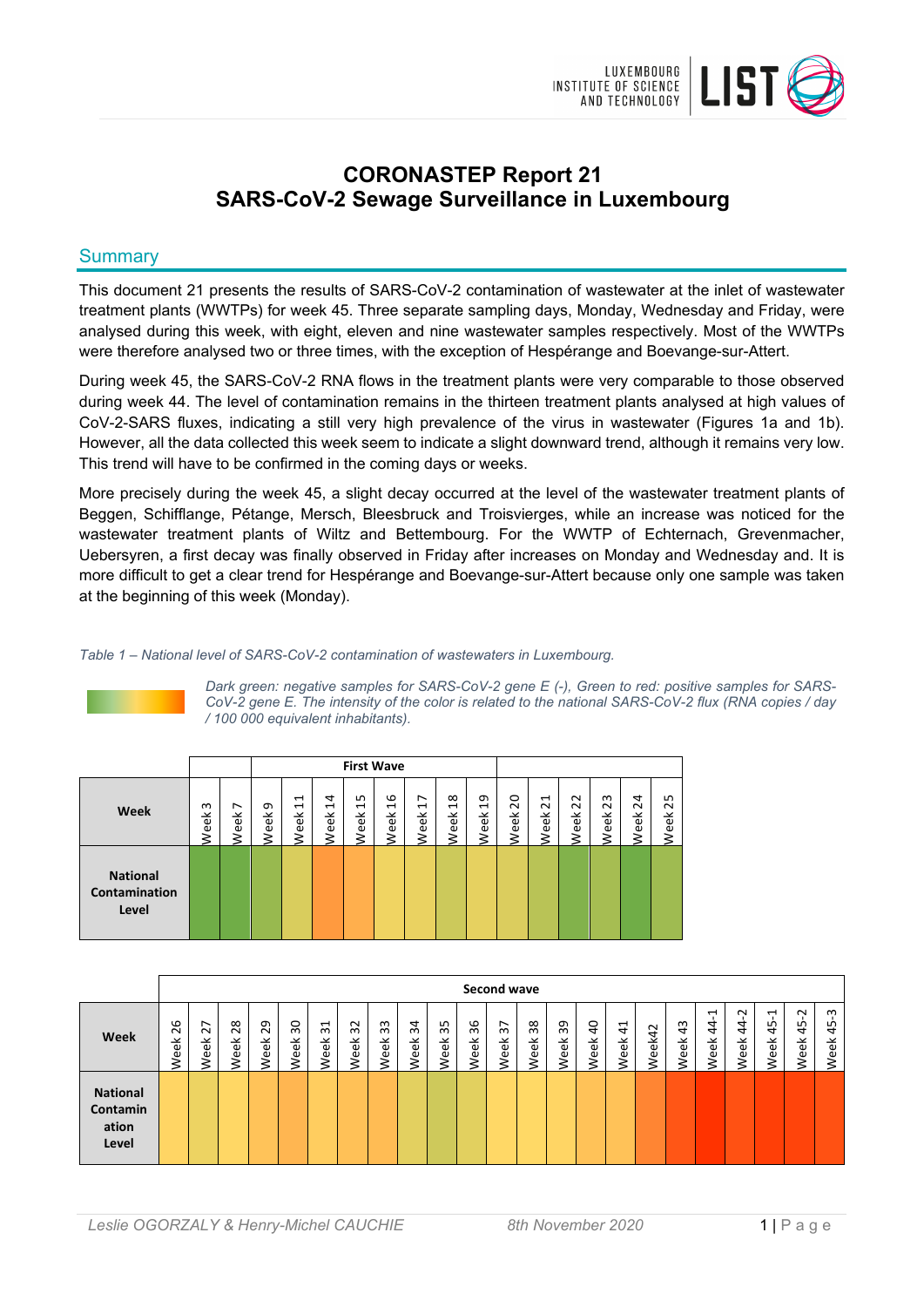# CORONASTEP Report 21
# SARS-CoV-2 Sewage Surveillance in Luxembourg

## Summary

This document 21 presents the results of SARS-CoV-2 contamination of wastewater at the inlet of wastewater treatment plants (WWTPs) for week 45. Three separate sampling days, Monday, Wednesday and Friday, were analysed during this week, with eight, eleven and nine wastewater samples respectively. Most of the WWTPs were therefore analysed two or three times, with the exception of Hespérange and Boevange-sur-Attert.

During week 45, the SARS-CoV-2 RNA flows in the treatment plants were very comparable to those observed during week 44. The level of contamination remains in the thirteen treatment plants analysed at high values of CoV-2-SARS fluxes, indicating a still very high prevalence of the virus in wastewater (Figures 1a and 1b). However, all the data collected this week seem to indicate a slight downward trend, although it remains very low. This trend will have to be confirmed in the coming days or weeks.

More precisely during the week 45, a slight decay occurred at the level of the wastewater treatment plants of Beggen, Schifflange, Pétange, Mersch, Bleesbruck and Troisvierges, while an increase was noticed for the wastewater treatment plants of Wiltz and Bettembourg. For the WWTP of Echternach, Grevenmacher, Uebersyren, a first decay was finally observed in Friday after increases on Monday and Wednesday and. It is more difficult to get a clear trend for Hespérange and Boevange-sur-Attert because only one sample was taken at the beginning of this week (Monday).

*Table 1 – National level of SARS-CoV-2 contamination of wastewaters in Luxembourg.*

*Dark green: negative samples for SARS-CoV-2 gene E (-), Green to red: positive samples for SARS-CoV-2 gene E. The intensity of the color is related to the national SARS-CoV-2 flux (RNA copies / day / 100 000 equivalent inhabitants).*

| | | | First Wave | | | | | | | | | | | | | |
|---|---|---|---|---|---|---|---|---|---|---|---|---|---|---|---|---|
| **Week** | Week 3 | Week 7 | Week 9 | Week 11 | Week 14 | Week 15 | Week 16 | Week 17 | Week 18 | Week 19 | Week 20 | Week 21 | Week 22 | Week 23 | Week 24 | Week 25 |
| **National Contamination Level** | | | | | | | | | | | | | | | | |

| | Second wave | | | | | | | | | | | | | | | | | | | | | | |
|---|---|---|---|---|---|---|---|---|---|---|---|---|---|---|---|---|---|---|---|---|---|---|---|
| **Week** | Week 26 | Week 27 | Week 28 | Week 29 | Week 30 | Week 31 | Week 32 | Week 33 | Week 34 | Week 35 | Week 36 | Week 37 | Week 38 | Week 39 | Week 40 | Week 41 | Week42 | Week 43 | Week 44-1 | Week 44-2 | Week 45-1 | Week 45-2 | Week 45-3 |
| **National Contamination Level** | | | | | | | | | | | | | | | | | | | | | | | |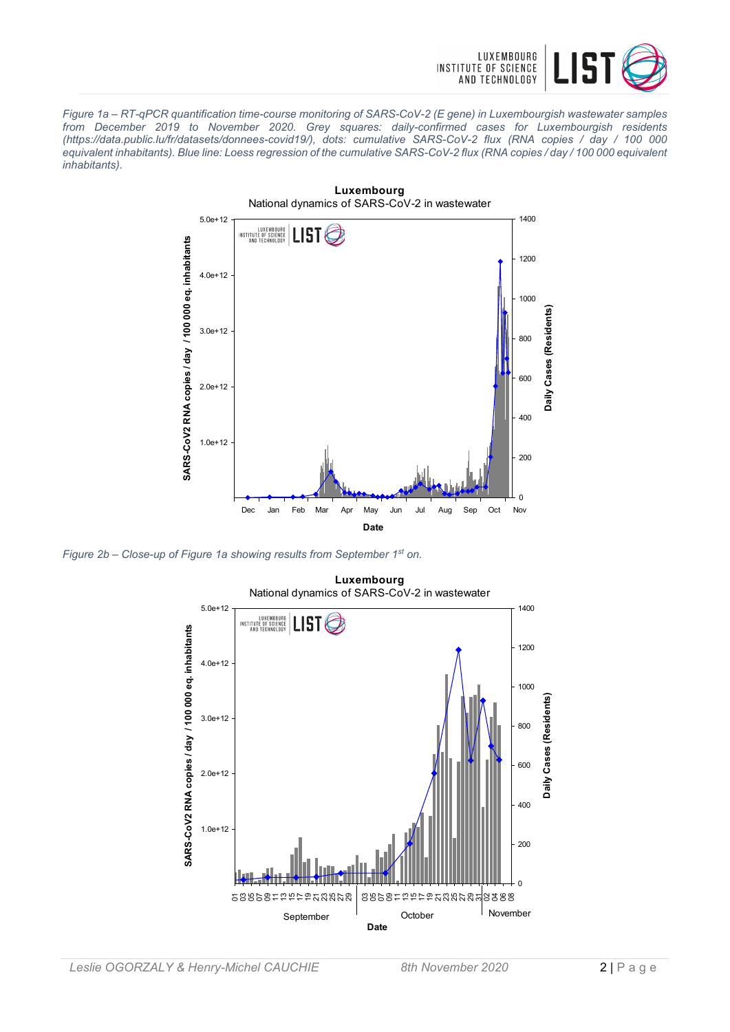*Figure 1a – RT-qPCR quantification time-course monitoring of SARS-CoV-2 (E gene) in Luxembourgish wastewater samples from December 2019 to November 2020. Grey squares: daily-confirmed cases for Luxembourgish residents (https://data.public.lu/fr/datasets/donnees-covid19/), dots: cumulative SARS-CoV-2 flux (RNA copies / day / 100 000 equivalent inhabitants). Blue line: Loess regression of the cumulative SARS-CoV-2 flux (RNA copies / day / 100 000 equivalent inhabitants).*

*Figure 2b – Close-up of Figure 1a showing results from September 1st on.*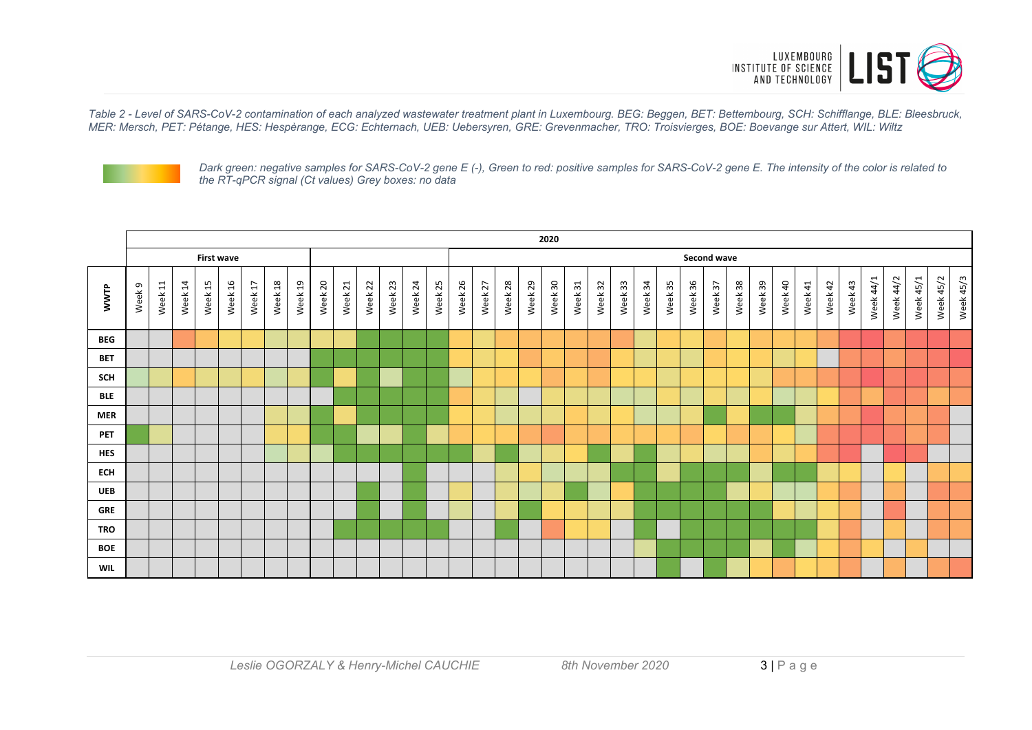*Table 2 - Level of SARS-CoV-2 contamination of each analyzed wastewater treatment plant in Luxembourg. BEG: Beggen, BET: Bettembourg, SCH: Schifflange, BLE: Bleesbruck, MER: Mersch, PET: Pétange, HES: Hespèrange, ECG: Echternach, UEB: Uebersyren, GRE: Grevenmacher, TRO: Troisvierges, BOE: Boevange sur Attert, WIL: Wiltz*

*Dark green: negative samples for SARS-CoV-2 gene E (-), Green to red: positive samples for SARS-CoV-2 gene E. The intensity of the color is related to the RT-qPCR signal (Ct values) Grey boxes: no data*

| | 2020 | | | | | | | | | | | | | | | | | | | | | | | | | | | | | | | | | | | | |
|---|---|---|---|---|---|---|---|---|---|---|---|---|---|---|---|---|---|---|---|---|---|---|---|---|---|---|---|---|---|---|---|---|---|---|---|---|---|
| | **First wave** | | | | | | | | | | | | | | **Second wave** | | | | | | | | | | | | | | | | | | | | | | |
| **WWTP** | Week 9 | Week 11 | Week 14 | Week 15 | Week 16 | Week 17 | Week 18 | Week 19 | Week 20 | Week 21 | Week 22 | Week 23 | Week 24 | Week 25 | Week 26 | Week 27 | Week 28 | Week 29 | Week 30 | Week 31 | Week 32 | Week 33 | Week 34 | Week 35 | Week 36 | Week 37 | Week 38 | Week 39 | Week 40 | Week 41 | Week 42 | Week 43 | Week 44/1 | Week 44/2 | Week 45/1 | Week 45/2 | Week 45/3 |
| **BEG** | | | | | | | | | | | | | | | | | | | | | | | | | | | | | | | | | | | | | |
| **BET** | | | | | | | | | | | | | | | | | | | | | | | | | | | | | | | | | | | | | |
| **SCH** | | | | | | | | | | | | | | | | | | | | | | | | | | | | | | | | | | | | | |
| **BLE** | | | | | | | | | | | | | | | | | | | | | | | | | | | | | | | | | | | | | |
| **MER** | | | | | | | | | | | | | | | | | | | | | | | | | | | | | | | | | | | | | |
| **PET** | | | | | | | | | | | | | | | | | | | | | | | | | | | | | | | | | | | | | |
| **HES** | | | | | | | | | | | | | | | | | | | | | | | | | | | | | | | | | | | | | |
| **ECH** | | | | | | | | | | | | | | | | | | | | | | | | | | | | | | | | | | | | | |
| **UEB** | | | | | | | | | | | | | | | | | | | | | | | | | | | | | | | | | | | | | |
| **GRE** | | | | | | | | | | | | | | | | | | | | | | | | | | | | | | | | | | | | | |
| **TRO** | | | | | | | | | | | | | | | | | | | | | | | | | | | | | | | | | | | | | |
| **BOE** | | | | | | | | | | | | | | | | | | | | | | | | | | | | | | | | | | | | | |
| **WIL** | | | | | | | | | | | | | | | | | | | | | | | | | | | | | | | | | | | | | |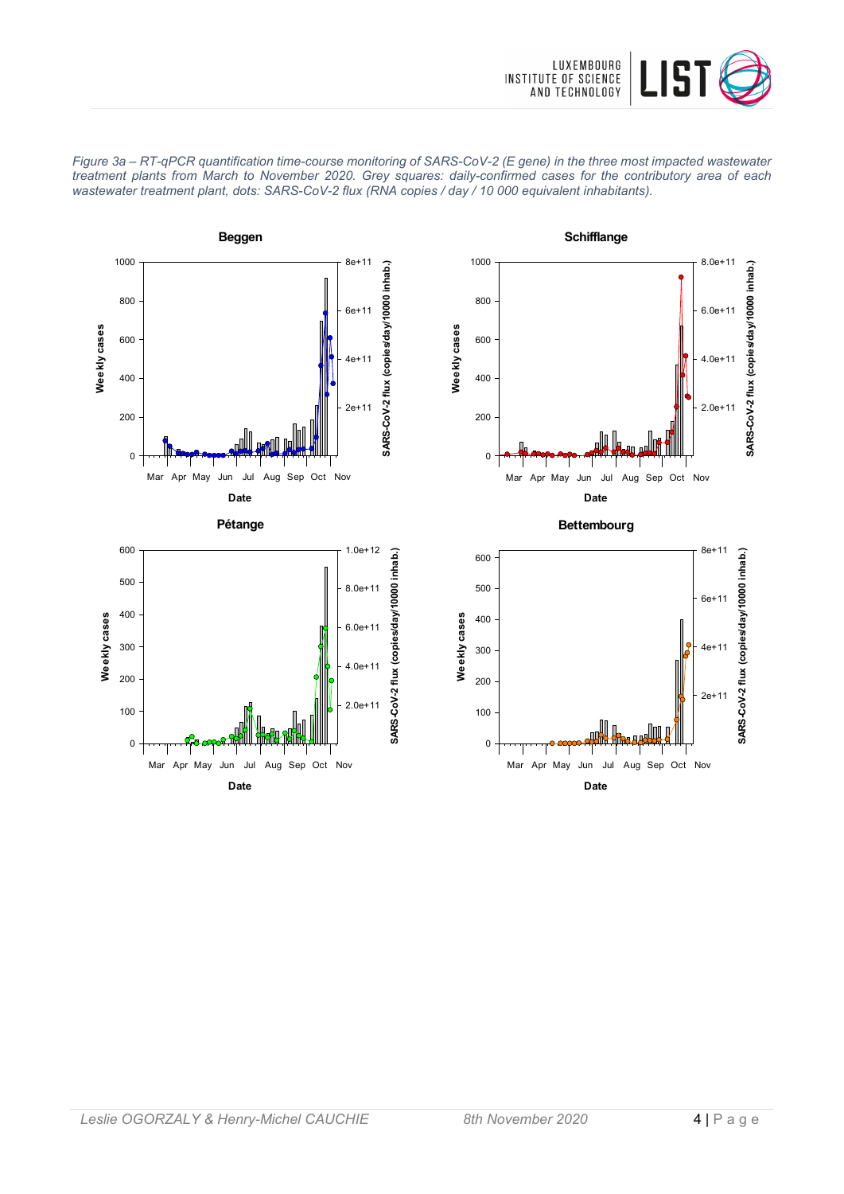*Figure 3a – RT-qPCR quantification time-course monitoring of SARS-CoV-2 (E gene) in the three most impacted wastewater treatment plants from March to November 2020. Grey squares: daily-confirmed cases for the contributory area of each wastewater treatment plant, dots: SARS-CoV-2 flux (RNA copies / day / 10 000 equivalent inhabitants).*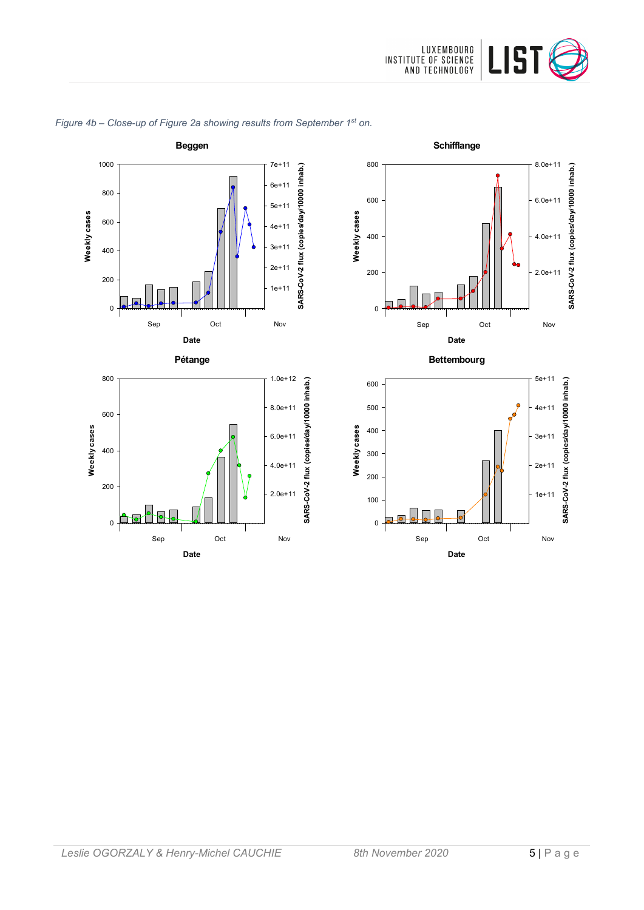*Figure 4b – Close-up of Figure 2a showing results from September 1st on.*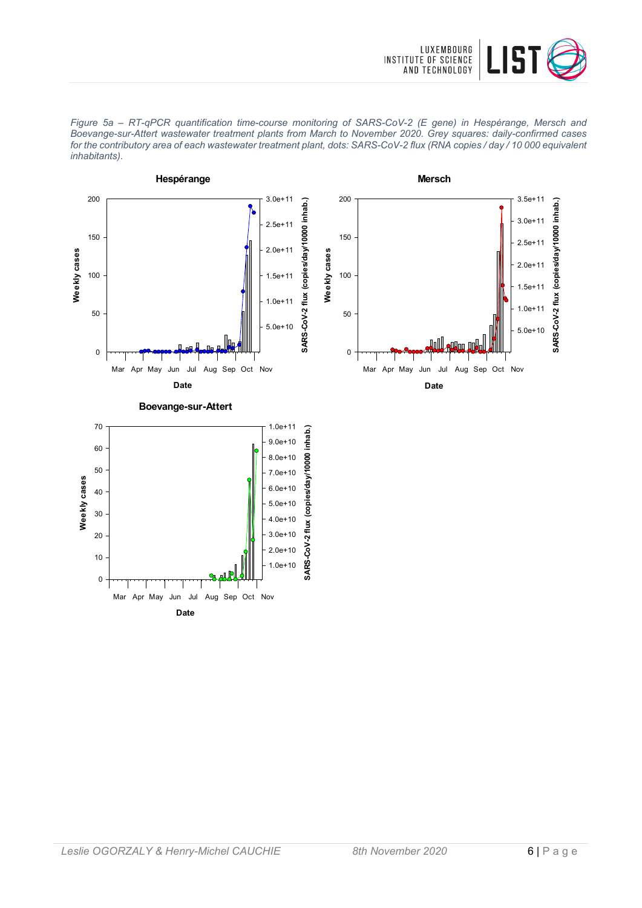*Figure 5a – RT-qPCR quantification time-course monitoring of SARS-CoV-2 (E gene) in Hespérange, Mersch and Boevange-sur-Attert wastewater treatment plants from March to November 2020. Grey squares: daily-confirmed cases for the contributory area of each wastewater treatment plant, dots: SARS-CoV-2 flux (RNA copies / day / 10 000 equivalent inhabitants).*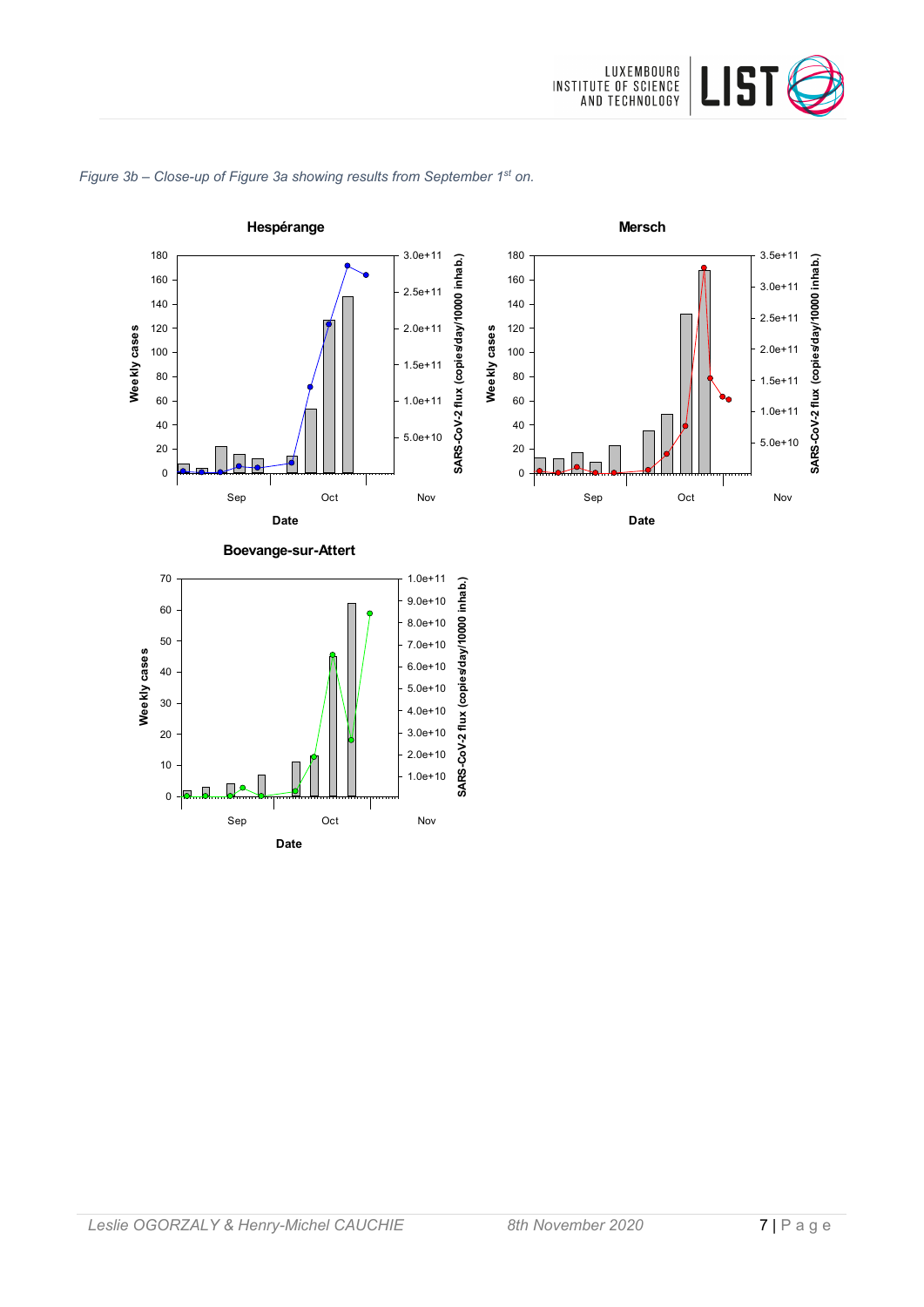*Figure 3b – Close-up of Figure 3a showing results from September 1st on.*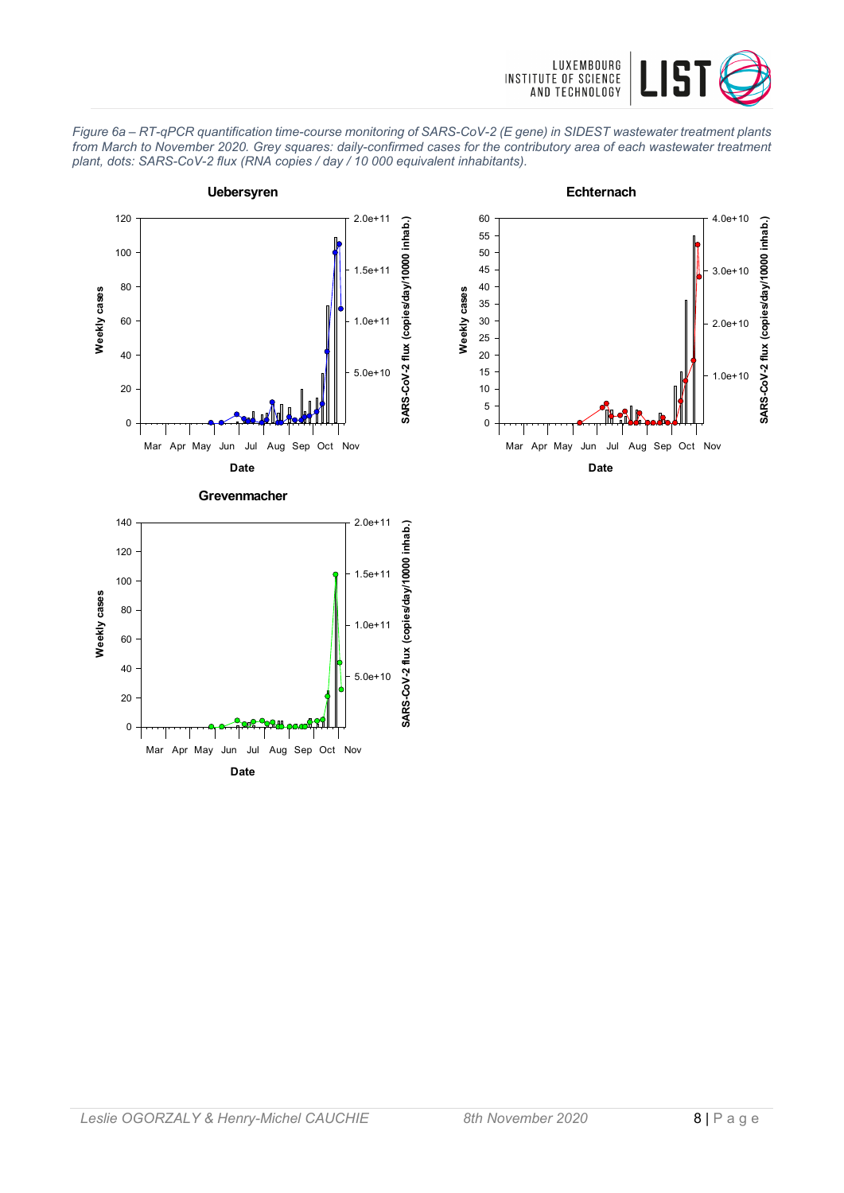*Figure 6a – RT-qPCR quantification time-course monitoring of SARS-CoV-2 (E gene) in SIDEST wastewater treatment plants from March to November 2020. Grey squares: daily-confirmed cases for the contributory area of each wastewater treatment plant, dots: SARS-CoV-2 flux (RNA copies / day / 10 000 equivalent inhabitants).*

**Uebersyren**

**Echternach**

**Grevenmacher**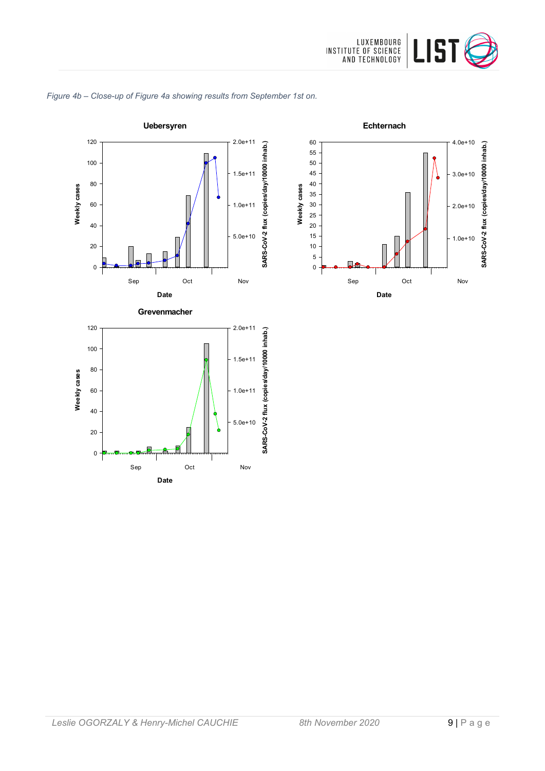*Figure 4b – Close-up of Figure 4a showing results from September 1st on.*

**Uebersyren**

**Echternach**

**Grevenmacher**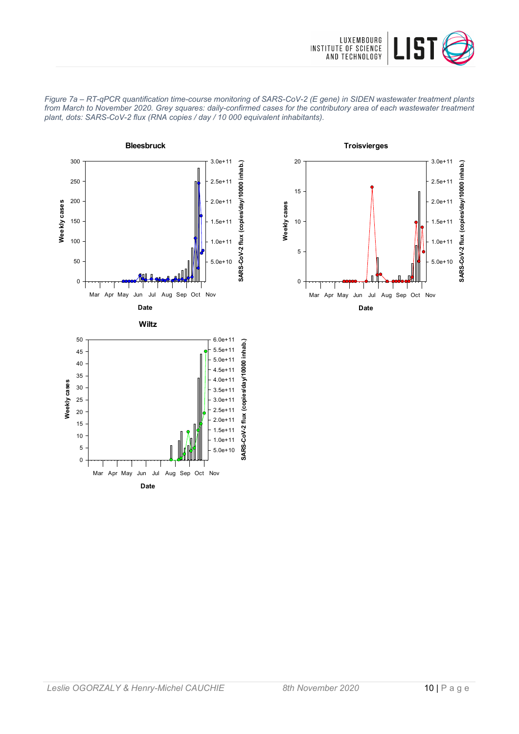*Figure 7a – RT-qPCR quantification time-course monitoring of SARS-CoV-2 (E gene) in SIDEN wastewater treatment plants from March to November 2020. Grey squares: daily-confirmed cases for the contributory area of each wastewater treatment plant, dots: SARS-CoV-2 flux (RNA copies / day / 10 000 equivalent inhabitants).*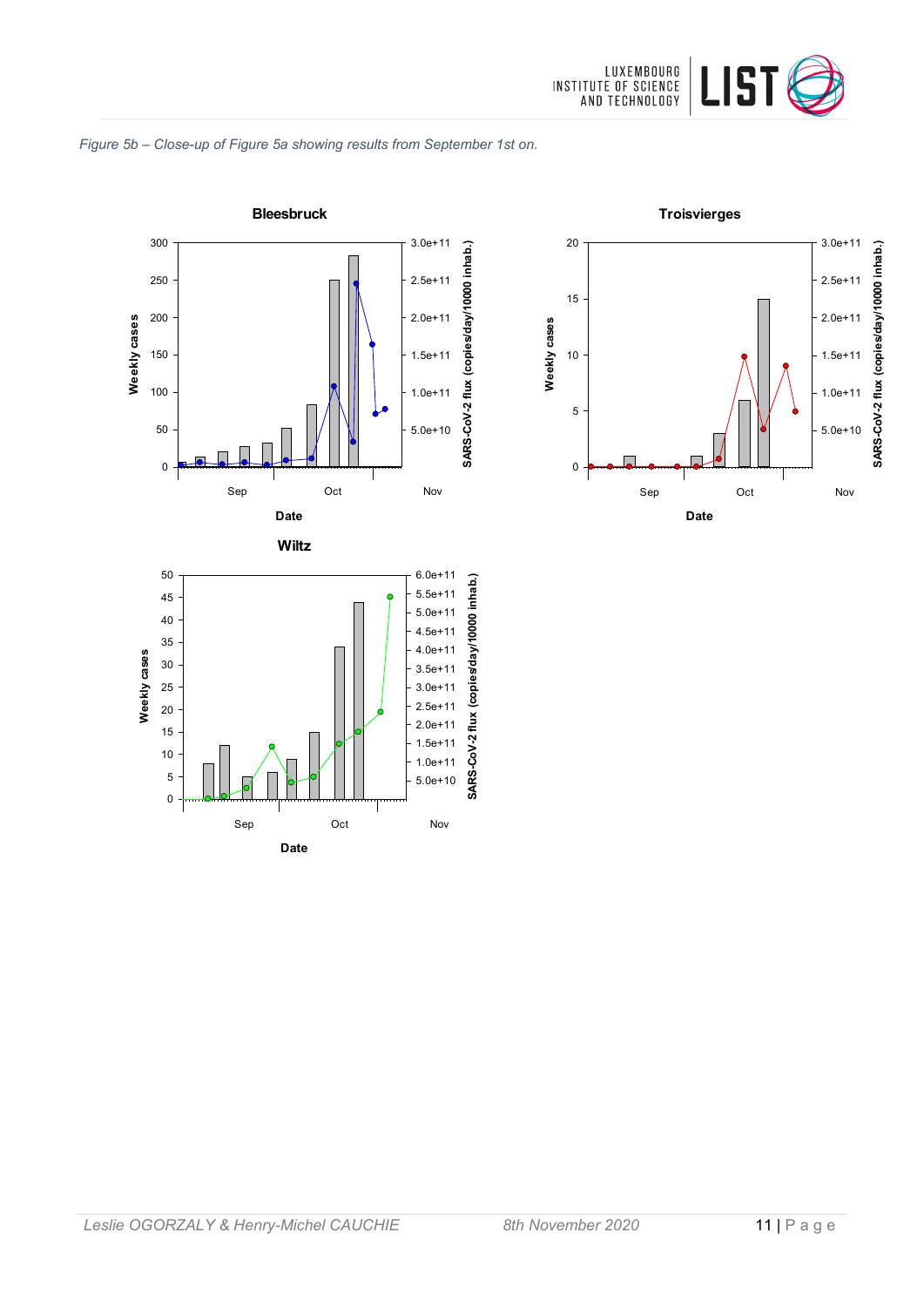*Figure 5b – Close-up of Figure 5a showing results from September 1st on.*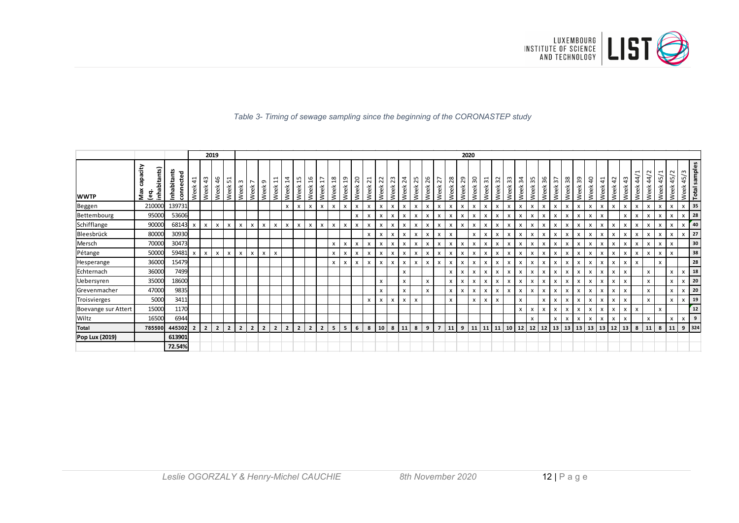*Table 3- Timing of sewage sampling since the beginning of the CORONASTEP study*

| WWTP | Max capacity (eq. inhabitants) | Inhabitants connected | 2019 | | | | 2020 | | | | | | | | | | | | | | | | | | | | | | | | | | | | | | | | | | | | | | | | | | | |
|---|---|---|---|---|---|---|---|---|---|---|---|---|---|---|---|---|---|---|---|---|---|---|---|---|---|---|---|---|---|---|---|---|---|---|---|---|---|---|---|---|---|---|---|---|---|---|
| | | | Week 41 | Week 43 | Week 46 | Week 51 | Week 3 | Week 7 | Week 9 | Week 11 | Week 14 | Week 15 | Week 16 | Week 17 | Week 18 | Week 19 | Week 20 | Week 21 | Week 22 | Week 23 | Week 24 | Week 25 | Week 26 | Week 27 | Week 28 | Week 29 | Week 30 | Week 31 | Week 32 | Week 33 | Week 34 | Week 35 | Week 36 | Week 37 | Week 38 | Week 39 | Week 40 | Week 41 | Week 42 | Week 43 | Week 44/1 | Week 44/2 | Week 45/1 | Week 45/2 | Week 45/3 | Total samples |
| Beggen | 210000 | 139731 | | | | | | | | | x | x | x | x | x | x | x | x | x | x | x | x | x | x | x | x | x | x | x | x | x | x | x | x | x | x | x | x | x | x | x | x | x | x | x | 35 |
| Bettembourg | 95000 | 53606 | | | | | | | | | | | | | | | x | x | x | x | x | x | x | x | x | x | x | x | x | x | x | x | x | x | x | x | x | x | | x | x | x | x | x | x | 28 |
| Schifflange | 90000 | 68143 | x | x | x | x | x | x | x | x | x | x | x | x | x | x | x | x | x | x | x | x | x | x | x | x | x | x | x | x | x | x | x | x | x | x | x | x | x | x | x | x | x | x | x | 40 |
| Bleesbrück | 80000 | 30930 | | | | | | | | | | | | | | | | x | x | x | x | x | x | x | x | | x | x | x | x | x | x | x | x | x | x | x | x | x | x | x | x | x | x | x | 27 |
| Mersch | 70000 | 30473 | | | | | | | | | | | | | x | x | x | x | x | x | x | x | x | x | x | x | x | x | x | x | x | x | x | x | x | x | x | x | x | x | x | x | x | x | | 30 |
| Pétange | 50000 | 59481 | x | x | x | x | x | x | x | x | | | | | x | x | x | x | x | x | x | x | x | x | x | x | x | x | x | x | x | x | x | x | x | x | x | x | x | x | x | x | x | x | | 38 |
| Hesperange | 36000 | 15479 | | | | | | | | | | | | | x | x | x | x | x | x | x | x | x | x | x | x | x | x | x | x | x | x | x | x | x | x | x | x | x | x | x | | x | | | 28 |
| Echternach | 36000 | 7499 | | | | | | | | | | | | | | | | | | | x | | | | x | x | x | x | x | x | x | x | x | x | x | x | x | x | x | x | | x | | x | x | 18 |
| Uebersyren | 35000 | 18600 | | | | | | | | | | | | | | | | | x | | x | | x | | x | x | x | x | x | x | x | x | x | x | x | x | x | x | x | x | | x | | x | x | 20 |
| Grevenmacher | 47000 | 9835 | | | | | | | | | | | | | | | | | x | | x | | x | | x | x | x | x | x | x | x | x | x | x | x | x | x | x | x | x | | x | | x | x | 20 |
| Troisvierges | 5000 | 3411 | | | | | | | | | | | | | | | | x | x | x | x | x | | | x | | x | x | x | | x | | x | x | x | x | x | x | x | x | | x | | x | x | 19 |
| Boevange sur Attert | 15000 | 1170 | | | | | | | | | | | | | | | | | | | | | | | | | | | | | x | x | x | x | x | x | x | x | x | x | x | | x | | | 12 |
| Wiltz | 16500 | 6944 | | | | | | | | | | | | | | | | | | | | | | | | | | | | | | x | | x | x | x | x | x | x | x | | x | | x | x | 9 |
| **Total** | **785500** | **445302** | **2** | **2** | **2** | **2** | **2** | **2** | **2** | **2** | **2** | **2** | **2** | **2** | **5** | **5** | **6** | **8** | **10** | **8** | **11** | **8** | **9** | **7** | **11** | **9** | **11** | **11** | **11** | **10** | **12** | **12** | **12** | **13** | **13** | **13** | **13** | **13** | **12** | **13** | **8** | **11** | **8** | **11** | **9** | **324** |
| **Pop Lux (2019)** | | **613901** | | | | | | | | | | | | | | | | | | | | | | | | | | | | | | | | | | | | | | | | | | | | |
| | | **72.54%** | | | | | | | | | | | | | | | | | | | | | | | | | | | | | | | | | | | | | | | | | | | | |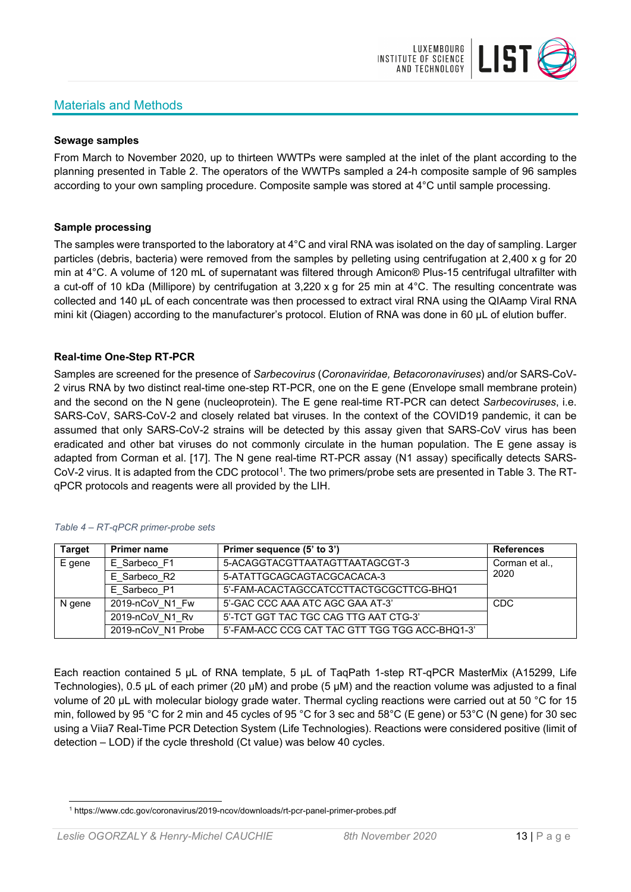## Materials and Methods

**Sewage samples**

From March to November 2020, up to thirteen WWTPs were sampled at the inlet of the plant according to the planning presented in Table 2. The operators of the WWTPs sampled a 24-h composite sample of 96 samples according to your own sampling procedure. Composite sample was stored at 4°C until sample processing.

**Sample processing**

The samples were transported to the laboratory at 4°C and viral RNA was isolated on the day of sampling. Larger particles (debris, bacteria) were removed from the samples by pelleting using centrifugation at 2,400 x g for 20 min at 4°C. A volume of 120 mL of supernatant was filtered through Amicon® Plus-15 centrifugal ultrafilter with a cut-off of 10 kDa (Millipore) by centrifugation at 3,220 x g for 25 min at 4°C. The resulting concentrate was collected and 140 µL of each concentrate was then processed to extract viral RNA using the QIAamp Viral RNA mini kit (Qiagen) according to the manufacturer's protocol. Elution of RNA was done in 60 µL of elution buffer.

**Real-time One-Step RT-PCR**

Samples are screened for the presence of *Sarbecovirus* (*Coronaviridae, Betacoronaviruses*) and/or SARS-CoV-2 virus RNA by two distinct real-time one-step RT-PCR, one on the E gene (Envelope small membrane protein) and the second on the N gene (nucleoprotein). The E gene real-time RT-PCR can detect *Sarbecoviruses*, i.e. SARS-CoV, SARS-CoV-2 and closely related bat viruses. In the context of the COVID19 pandemic, it can be assumed that only SARS-CoV-2 strains will be detected by this assay given that SARS-CoV virus has been eradicated and other bat viruses do not commonly circulate in the human population. The E gene assay is adapted from Corman et al. [17]. The N gene real-time RT-PCR assay (N1 assay) specifically detects SARS-CoV-2 virus. It is adapted from the CDC protocol[1]. The two primers/probe sets are presented in Table 3. The RT-qPCR protocols and reagents were all provided by the LIH.

*Table 4 – RT-qPCR primer-probe sets*

| Target | Primer name | Primer sequence (5' to 3') | References |
|---|---|---|---|
| E gene | E_Sarbeco_F1 | 5-ACAGGTACGTTAATAGTTAATAGCGT-3 | Corman et al., 2020 |
| | E_Sarbeco_R2 | 5-ATATTGCAGCAGTACGCACACA-3 | |
| | E_Sarbeco_P1 | 5'-FAM-ACACTAGCCATCCTTACTGCGCTTCG-BHQ1 | |
| N gene | 2019-nCoV_N1_Fw | 5'-GAC CCC AAA ATC AGC GAA AT-3' | CDC |
| | 2019-nCoV_N1_Rv | 5'-TCT GGT TAC TGC CAG TTG AAT CTG-3' | |
| | 2019-nCoV_N1 Probe | 5'-FAM-ACC CCG CAT TAC GTT TGG TGG ACC-BHQ1-3' | |

Each reaction contained 5 µL of RNA template, 5 µL of TaqPath 1-step RT-qPCR MasterMix (A15299, Life Technologies), 0.5 µL of each primer (20 µM) and probe (5 µM) and the reaction volume was adjusted to a final volume of 20 µL with molecular biology grade water. Thermal cycling reactions were carried out at 50 °C for 15 min, followed by 95 °C for 2 min and 45 cycles of 95 °C for 3 sec and 58°C (E gene) or 53°C (N gene) for 30 sec using a Viia7 Real-Time PCR Detection System (Life Technologies). Reactions were considered positive (limit of detection – LOD) if the cycle threshold (Ct value) was below 40 cycles.

[1] https://www.cdc.gov/coronavirus/2019-ncov/downloads/rt-pcr-panel-primer-probes.pdf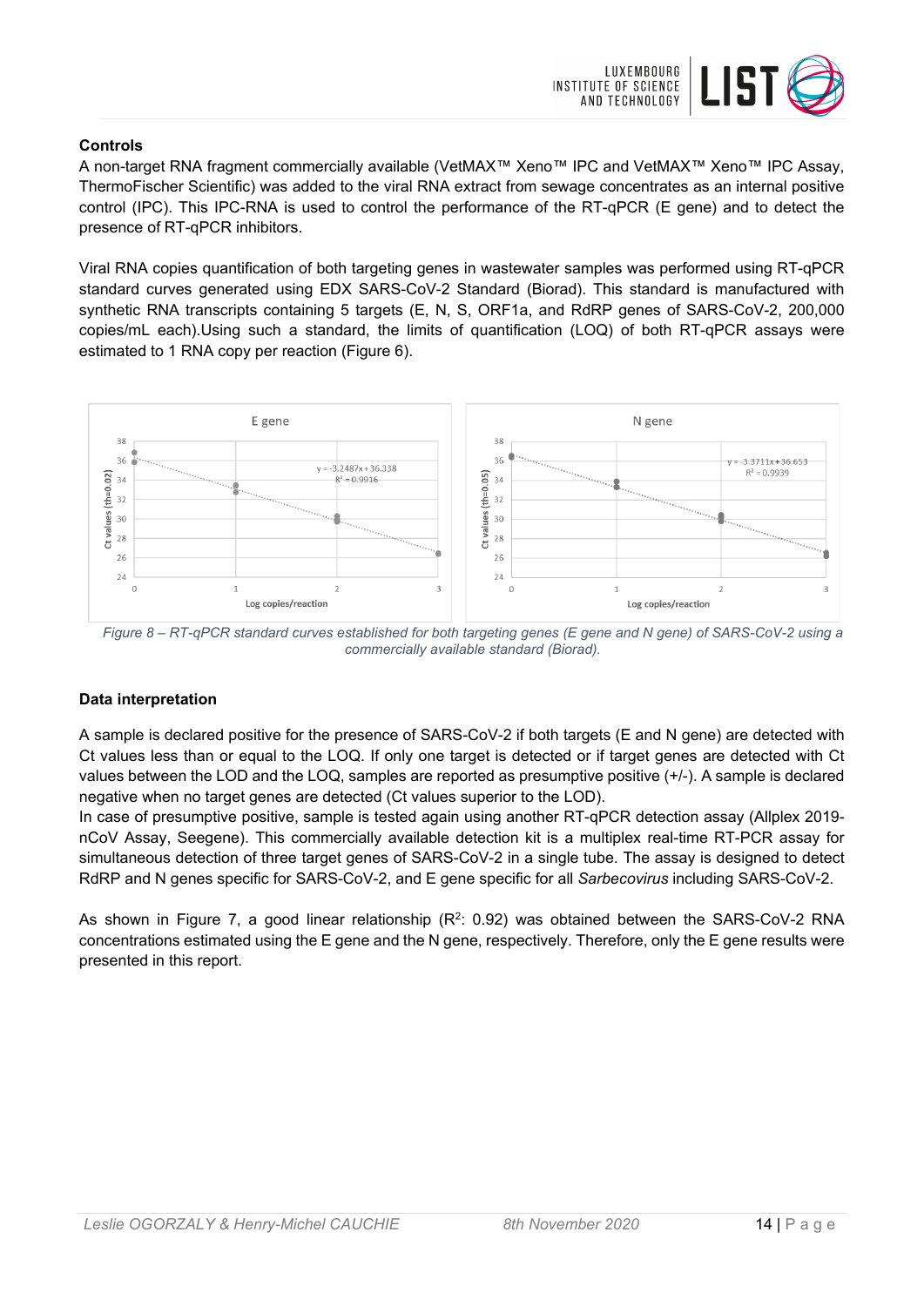### Controls

A non-target RNA fragment commercially available (VetMAX™ Xeno™ IPC and VetMAX™ Xeno™ IPC Assay, ThermoFischer Scientific) was added to the viral RNA extract from sewage concentrates as an internal positive control (IPC). This IPC-RNA is used to control the performance of the RT-qPCR (E gene) and to detect the presence of RT-qPCR inhibitors.

Viral RNA copies quantification of both targeting genes in wastewater samples was performed using RT-qPCR standard curves generated using EDX SARS-CoV-2 Standard (Biorad). This standard is manufactured with synthetic RNA transcripts containing 5 targets (E, N, S, ORF1a, and RdRP genes of SARS-CoV-2, 200,000 copies/mL each).Using such a standard, the limits of quantification (LOQ) of both RT-qPCR assays were estimated to 1 RNA copy per reaction (Figure 6).

*Figure 8 – RT-qPCR standard curves established for both targeting genes (E gene and N gene) of SARS-CoV-2 using a commercially available standard (Biorad).*

### Data interpretation

A sample is declared positive for the presence of SARS-CoV-2 if both targets (E and N gene) are detected with Ct values less than or equal to the LOQ. If only one target is detected or if target genes are detected with Ct values between the LOD and the LOQ, samples are reported as presumptive positive (+/-). A sample is declared negative when no target genes are detected (Ct values superior to the LOD).

In case of presumptive positive, sample is tested again using another RT-qPCR detection assay (Allplex 2019-nCoV Assay, Seegene). This commercially available detection kit is a multiplex real-time RT-PCR assay for simultaneous detection of three target genes of SARS-CoV-2 in a single tube. The assay is designed to detect RdRP and N genes specific for SARS-CoV-2, and E gene specific for all *Sarbecovirus* including SARS-CoV-2.

As shown in Figure 7, a good linear relationship ($R^2$: 0.92) was obtained between the SARS-CoV-2 RNA concentrations estimated using the E gene and the N gene, respectively. Therefore, only the E gene results were presented in this report.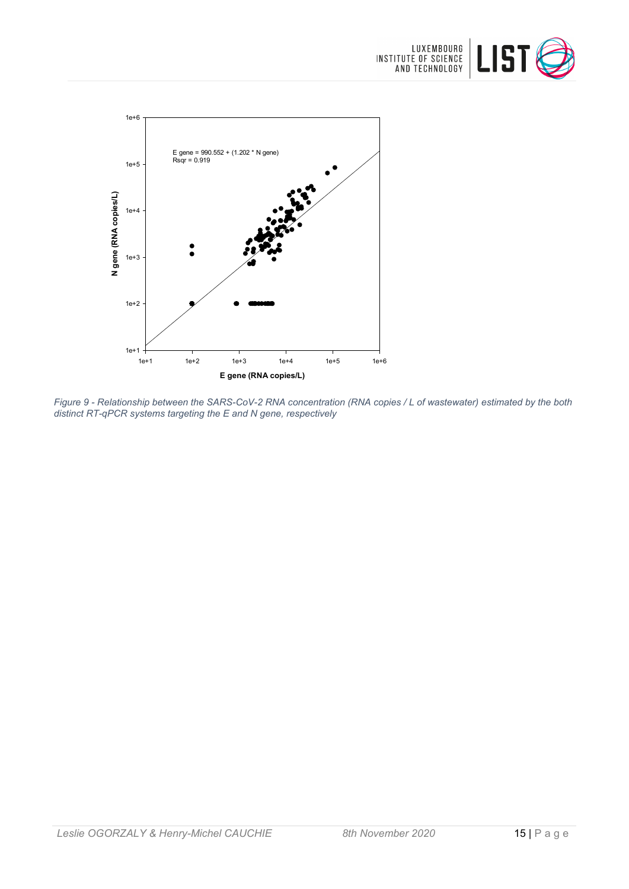E gene = 990.552 + (1.202 * N gene)
Rsqr = 0.919

N gene (RNA copies/L)

1e+6
1e+5
1e+4
1e+3
1e+2
1e+1

1e+1 1e+2 1e+3 1e+4 1e+5 1e+6

E gene (RNA copies/L)

*Figure 9 - Relationship between the SARS-CoV-2 RNA concentration (RNA copies / L of wastewater) estimated by the both distinct RT-qPCR systems targeting the E and N gene, respectively*